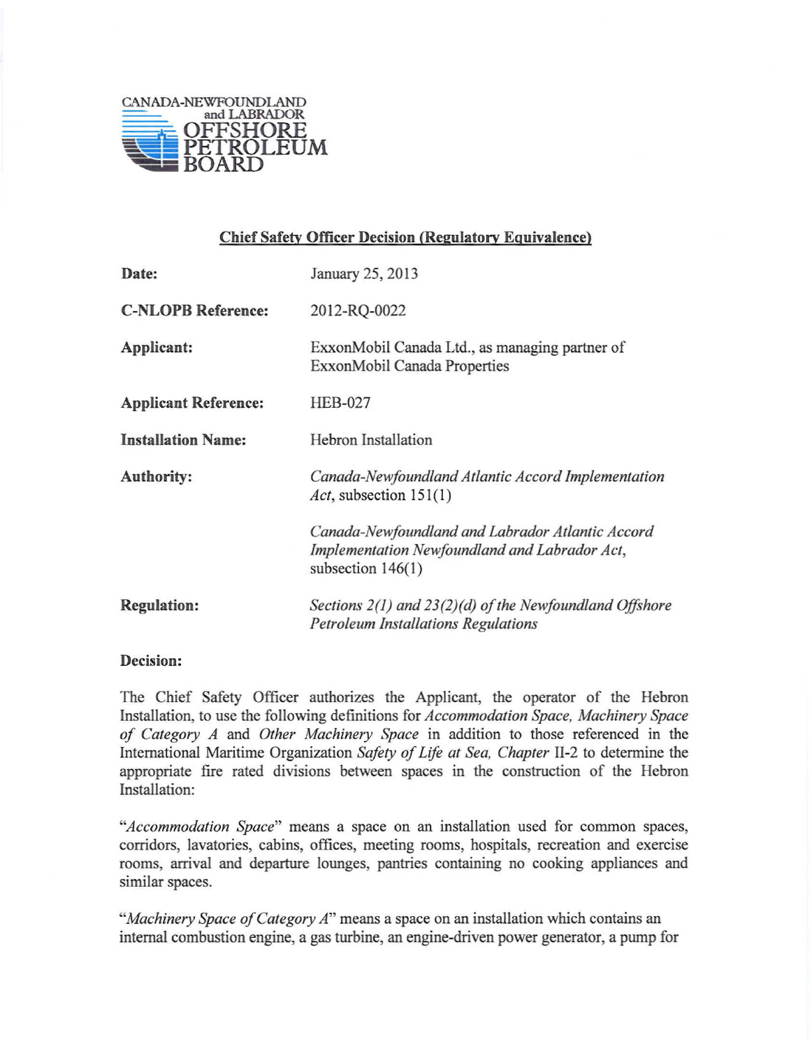CANADA-NEWFOUNDLAND and LABRADOR OFFSHORE PETROLEUM BOARD

## Chief Safety Officer Decision (Regulatory Equivalence)

| | |
|---|---|
| **Date:** | January 25, 2013 |
| **C-NLOPB Reference:** | 2012-RQ-0022 |
| **Applicant:** | ExxonMobil Canada Ltd., as managing partner of ExxonMobil Canada Properties |
| **Applicant Reference:** | HEB-027 |
| **Installation Name:** | Hebron Installation |
| **Authority:** | *Canada-Newfoundland Atlantic Accord Implementation Act*, subsection 151(1) <br><br> *Canada-Newfoundland and Labrador Atlantic Accord Implementation Newfoundland and Labrador Act*, subsection 146(1) |
| **Regulation:** | *Sections 2(1) and 23(2)(d) of the Newfoundland Offshore Petroleum Installations Regulations* |

**Decision:**

The Chief Safety Officer authorizes the Applicant, the operator of the Hebron Installation, to use the following definitions for *Accommodation Space, Machinery Space of Category A* and *Other Machinery Space* in addition to those referenced in the International Maritime Organization *Safety of Life at Sea, Chapter* II-2 to determine the appropriate fire rated divisions between spaces in the construction of the Hebron Installation:

"*Accommodation Space*" means a space on an installation used for common spaces, corridors, lavatories, cabins, offices, meeting rooms, hospitals, recreation and exercise rooms, arrival and departure lounges, pantries containing no cooking appliances and similar spaces.

"*Machinery Space of Category A*" means a space on an installation which contains an internal combustion engine, a gas turbine, an engine-driven power generator, a pump for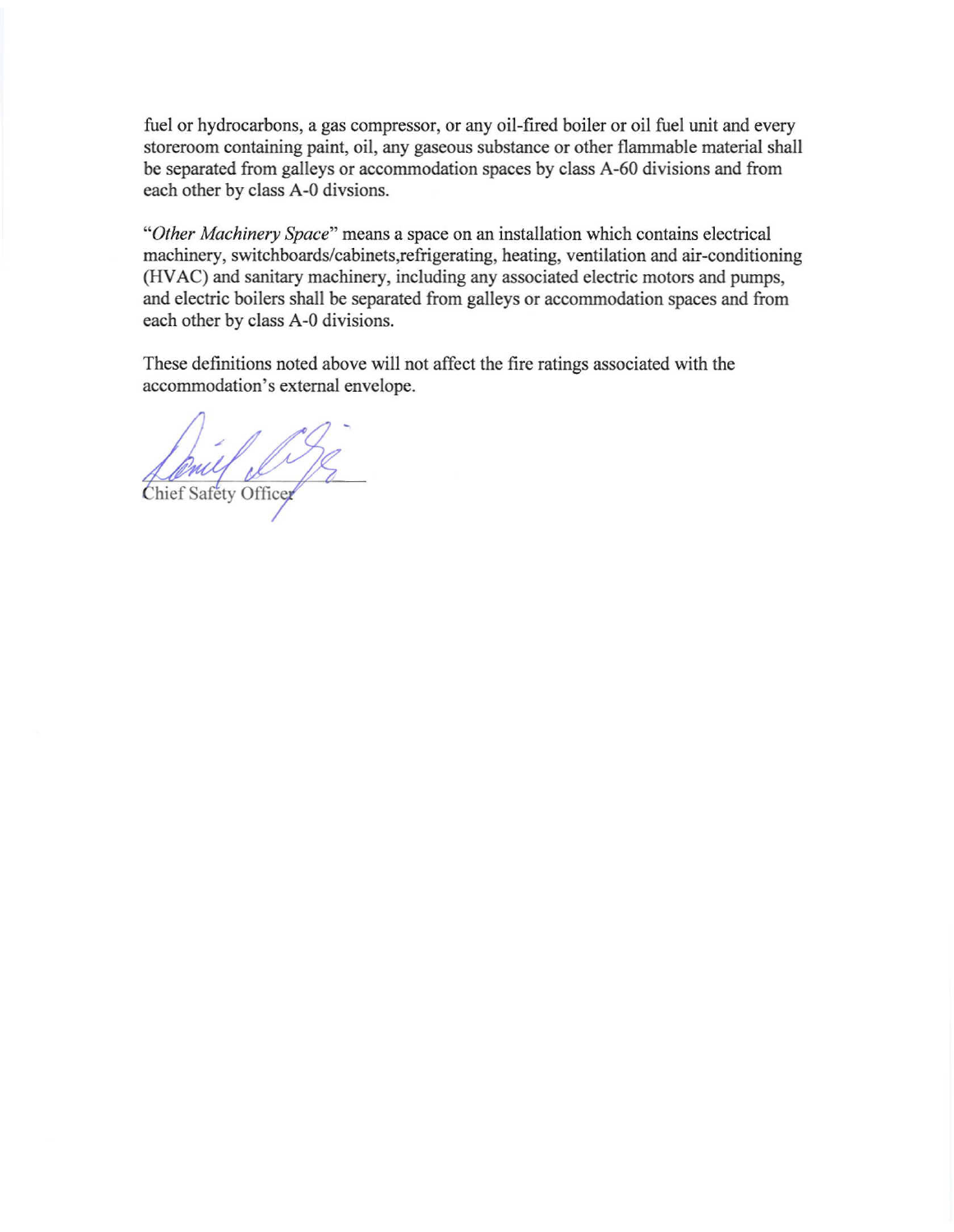fuel or hydrocarbons, a gas compressor, or any oil-fired boiler or oil fuel unit and every storeroom containing paint, oil, any gaseous substance or other flammable material shall be separated from galleys or accommodation spaces by class A-60 divisions and from each other by class A-0 divsions.

"*Other Machinery Space*" means a space on an installation which contains electrical machinery, switchboards/cabinets,refrigerating, heating, ventilation and air-conditioning (HVAC) and sanitary machinery, including any associated electric motors and pumps, and electric boilers shall be separated from galleys or accommodation spaces and from each other by class A-0 divisions.

These definitions noted above will not affect the fire ratings associated with the accommodation's external envelope.

Chief Safety Officer